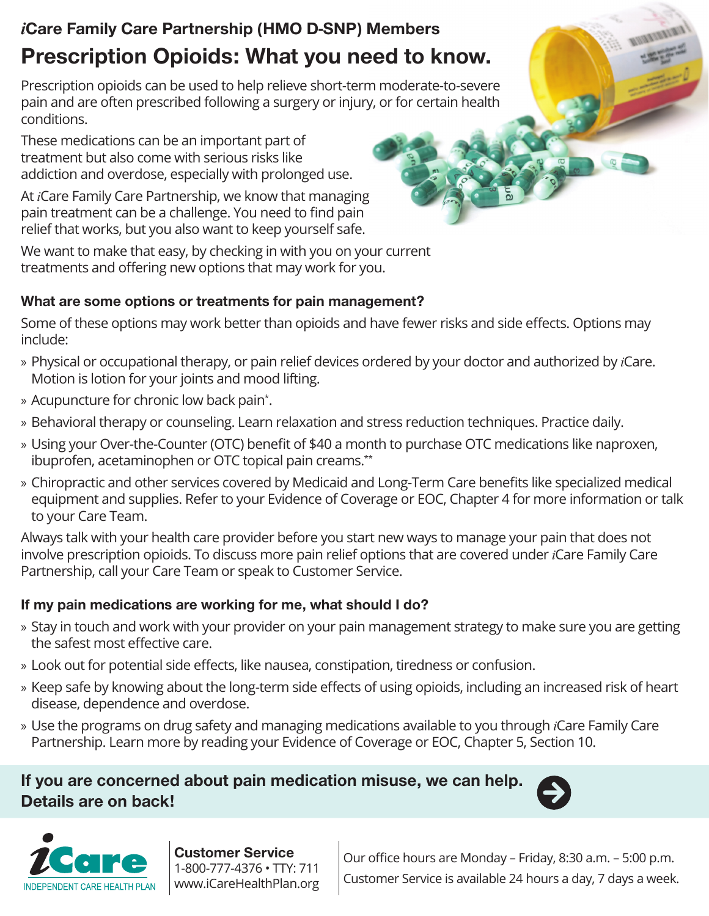*i*Care Family Care Partnership (HMO D-SNP) Members

# Prescription Opioids: What you need to know.

Prescription opioids can be used to help relieve short-term moderate-to-severe pain and are often prescribed following a surgery or injury, or for certain health conditions.

These medications can be an important part of treatment but also come with serious risks like addiction and overdose, especially with prolonged use.

At *i*Care Family Care Partnership, we know that managing pain treatment can be a challenge. You need to find pain relief that works, but you also want to keep yourself safe.

We want to make that easy, by checking in with you on your current treatments and offering new options that may work for you.

### What are some options or treatments for pain management?

Some of these options may work better than opioids and have fewer risks and side effects. Options may include:

- Physical or occupational therapy, or pain relief devices ordered by your doctor and authorized by *i*Care. Motion is lotion for your joints and mood lifting.
- Acupuncture for chronic low back pain*.
- Behavioral therapy or counseling. Learn relaxation and stress reduction techniques. Practice daily.
- Using your Over-the-Counter (OTC) benefit of $40 a month to purchase OTC medications like naproxen, ibuprofen, acetaminophen or OTC topical pain creams.**
- Chiropractic and other services covered by Medicaid and Long-Term Care benefits like specialized medical equipment and supplies. Refer to your Evidence of Coverage or EOC, Chapter 4 for more information or talk to your Care Team.

Always talk with your health care provider before you start new ways to manage your pain that does not involve prescription opioids. To discuss more pain relief options that are covered under *i*Care Family Care Partnership, call your Care Team or speak to Customer Service.

### If my pain medications are working for me, what should I do?

- Stay in touch and work with your provider on your pain management strategy to make sure you are getting the safest most effective care.
- Look out for potential side effects, like nausea, constipation, tiredness or confusion.
- Keep safe by knowing about the long-term side effects of using opioids, including an increased risk of heart disease, dependence and overdose.
- Use the programs on drug safety and managing medications available to you through *i*Care Family Care Partnership. Learn more by reading your Evidence of Coverage or EOC, Chapter 5, Section 10.

**If you are concerned about pain medication misuse, we can help. Details are on back!**

*i*Care
INDEPENDENT CARE HEALTH PLAN

**Customer Service**
1-800-777-4376 • TTY: 711
www.iCareHealthPlan.org

Our office hours are Monday – Friday, 8:30 a.m. – 5:00 p.m.
Customer Service is available 24 hours a day, 7 days a week.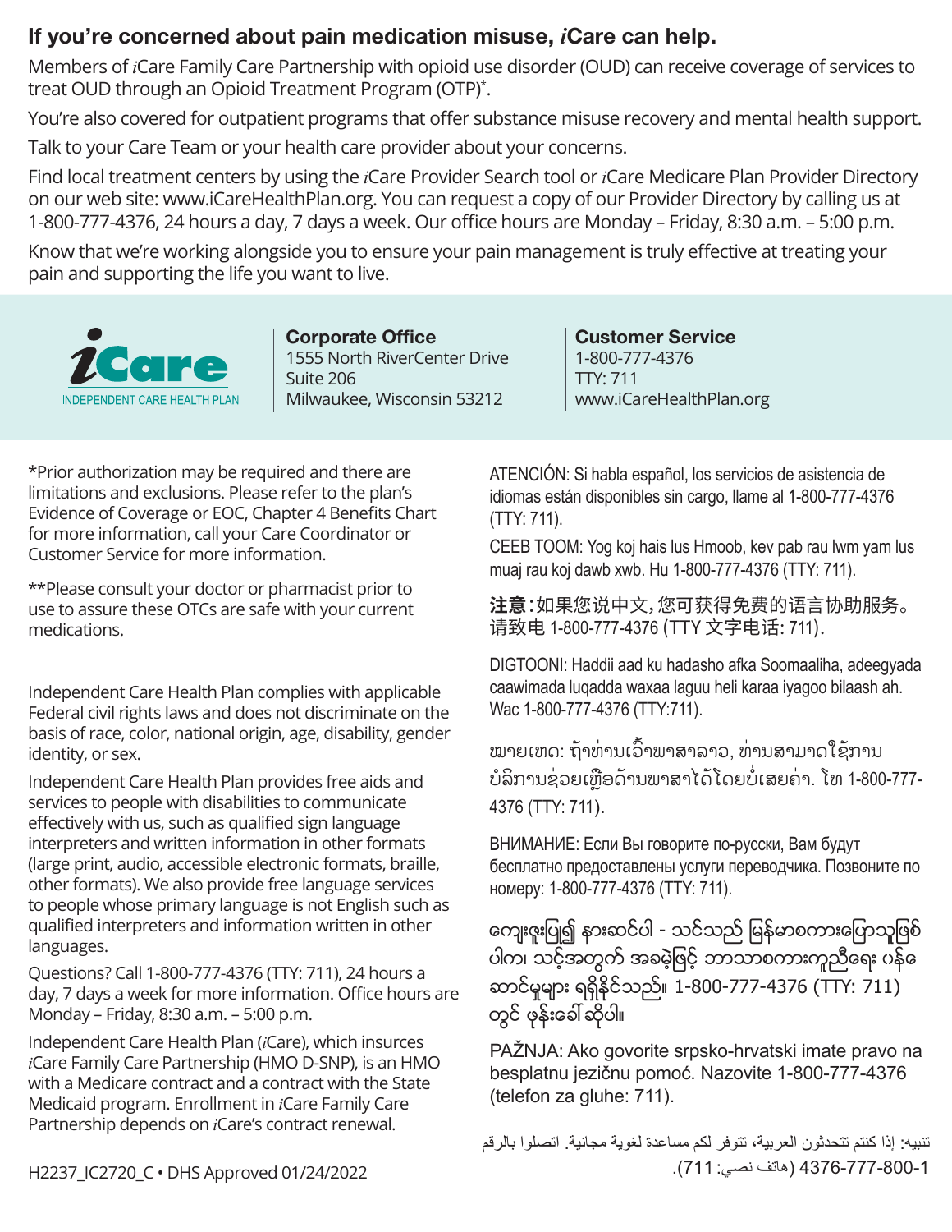## If you're concerned about pain medication misuse, *i*Care can help.

Members of *i*Care Family Care Partnership with opioid use disorder (OUD) can receive coverage of services to treat OUD through an Opioid Treatment Program (OTP)*.

You're also covered for outpatient programs that offer substance misuse recovery and mental health support.

Talk to your Care Team or your health care provider about your concerns.

Find local treatment centers by using the *i*Care Provider Search tool or *i*Care Medicare Plan Provider Directory on our web site: www.iCareHealthPlan.org. You can request a copy of our Provider Directory by calling us at 1-800-777-4376, 24 hours a day, 7 days a week. Our office hours are Monday – Friday, 8:30 a.m. – 5:00 p.m.

Know that we're working alongside you to ensure your pain management is truly effective at treating your pain and supporting the life you want to live.

*i*Care
INDEPENDENT CARE HEALTH PLAN

**Corporate Office**
1555 North RiverCenter Drive
Suite 206
Milwaukee, Wisconsin 53212

**Customer Service**
1-800-777-4376
TTY: 711
www.iCareHealthPlan.org

*Prior authorization may be required and there are limitations and exclusions. Please refer to the plan's Evidence of Coverage or EOC, Chapter 4 Benefits Chart for more information, call your Care Coordinator or Customer Service for more information.

**Please consult your doctor or pharmacist prior to use to assure these OTCs are safe with your current medications.

Independent Care Health Plan complies with applicable Federal civil rights laws and does not discriminate on the basis of race, color, national origin, age, disability, gender identity, or sex.

Independent Care Health Plan provides free aids and services to people with disabilities to communicate effectively with us, such as qualified sign language interpreters and written information in other formats (large print, audio, accessible electronic formats, braille, other formats). We also provide free language services to people whose primary language is not English such as qualified interpreters and information written in other languages.

Questions? Call 1-800-777-4376 (TTY: 711), 24 hours a day, 7 days a week for more information. Office hours are Monday – Friday, 8:30 a.m. – 5:00 p.m.

Independent Care Health Plan (*i*Care), which insurces *i*Care Family Care Partnership (HMO D-SNP), is an HMO with a Medicare contract and a contract with the State Medicaid program. Enrollment in *i*Care Family Care Partnership depends on *i*Care's contract renewal.

H2237_IC2720_C • DHS Approved 01/24/2022

ATENCIÓN: Si habla español, los servicios de asistencia de idiomas están disponibles sin cargo, llame al 1-800-777-4376 (TTY: 711).

CEEB TOOM: Yog koj hais lus Hmoob, kev pab rau lwm yam lus muaj rau koj dawb xwb. Hu 1-800-777-4376 (TTY: 711).

注意：如果您说中文，您可获得免费的语言协助服务。请致电 1-800-777-4376 (TTY 文字电话: 711).

DIGTOONI: Haddii aad ku hadasho afka Soomaaliha, adeegyada caawimada luqadda waxaa laguu heli karaa iyagoo bilaash ah. Wac 1-800-777-4376 (TTY:711).

ໝາຍເຫດ: ຖ້າທ່ານເວົ້າພາສາລາວ, ທ່ານສາມາດໃຊ້ການບໍລິການຊ່ວຍເຫຼືອດ້ານພາສາໄດ້ໂດຍບໍ່ເສຍຄ່າ. ໂທ 1-800-777-4376 (TTY: 711).

ВНИМАНИЕ: Если Вы говорите по-русски, Вам будут бесплатно предоставлены услуги переводчика. Позвоните по номеру: 1-800-777-4376 (TTY: 711).

ကျေးဇူးပြု၍ နားဆင်ပါ - သင်သည် မြန်မာစကားပြောသူဖြစ်ပါက၊ သင့်အတွက် အခမဲ့ဖြင့် ဘာသာစကားကူညီရေး ဝန်ဆောင်မှုများ ရရှိနိုင်သည်။ 1-800-777-4376 (TTY: 711) တွင် ဖုန်းခေါ်ဆိုပါ။

PAŽNJA: Ako govorite srpsko-hrvatski imate pravo na besplatnu jezičnu pomoć. Nazovite 1-800-777-4376 (telefon za gluhe: 711).

تنبيه: إذا كنتم تتحدثون العربية، تتوفر لكم مساعدة لغوية مجانية. اتصلوا بالرقم 1-800-777-4376 (هاتف نصي: 711).